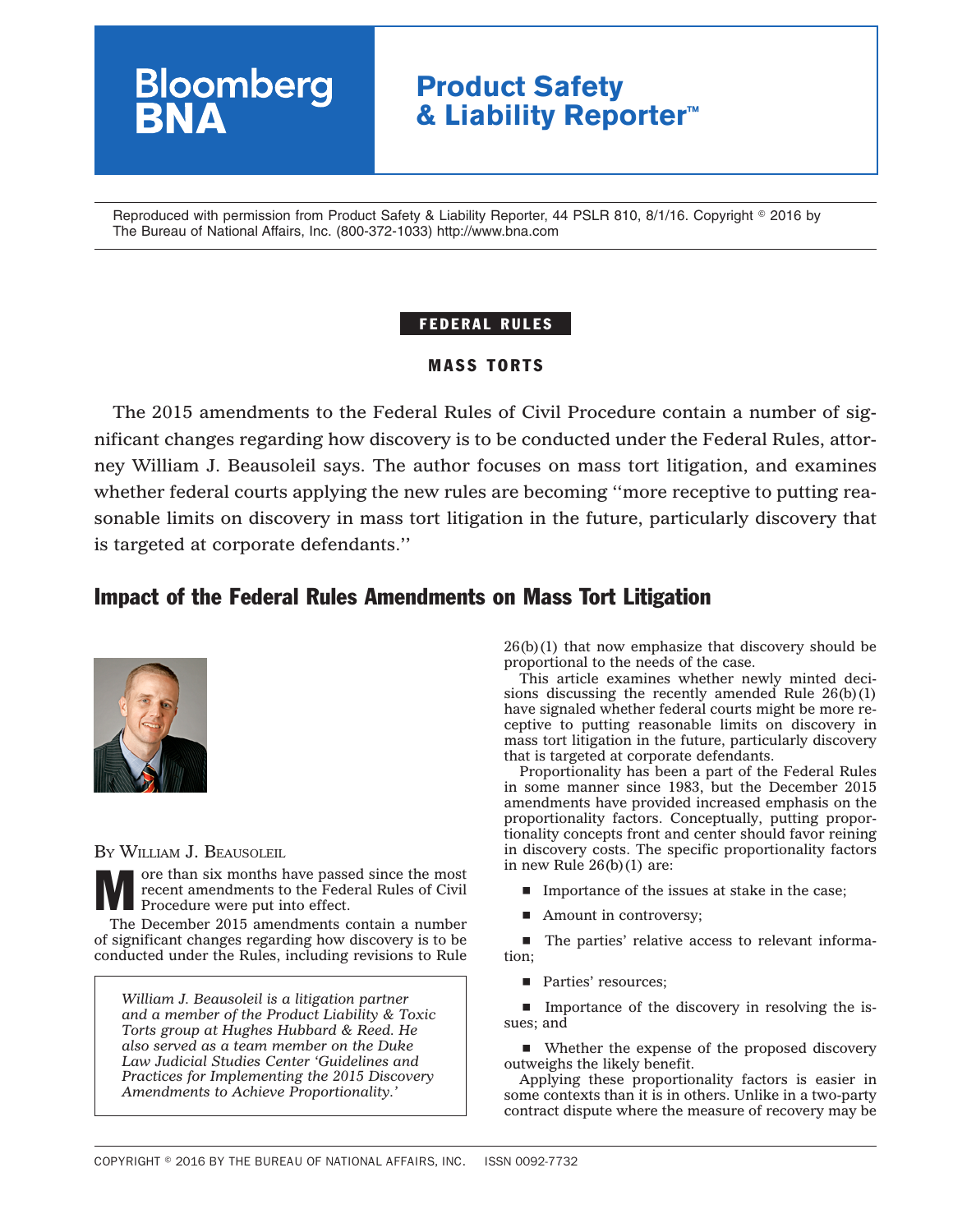Reproduced with permission from Product Safety & Liability Reporter, 44 PSLR 810, 8/1/16. Copyright © 2016 by The Bureau of National Affairs, Inc. (800-372-1033) http://www.bna.com

**FEDERAL RULES**

**MASS TORTS**

The 2015 amendments to the Federal Rules of Civil Procedure contain a number of significant changes regarding how discovery is to be conducted under the Federal Rules, attorney William J. Beausoleil says. The author focuses on mass tort litigation, and examines whether federal courts applying the new rules are becoming ''more receptive to putting reasonable limits on discovery in mass tort litigation in the future, particularly discovery that is targeted at corporate defendants.''

# Impact of the Federal Rules Amendments on Mass Tort Litigation

BY WILLIAM J. BEAUSOLEIL

More than six months have passed since the most recent amendments to the Federal Rules of Civil Procedure were put into effect.

The December 2015 amendments contain a number of significant changes regarding how discovery is to be conducted under the Rules, including revisions to Rule 26(b)(1) that now emphasize that discovery should be proportional to the needs of the case.

*William J. Beausoleil is a litigation partner and a member of the Product Liability & Toxic Torts group at Hughes Hubbard & Reed. He also served as a team member on the Duke Law Judicial Studies Center 'Guidelines and Practices for Implementing the 2015 Discovery Amendments to Achieve Proportionality.'*

This article examines whether newly minted decisions discussing the recently amended Rule 26(b)(1) have signaled whether federal courts might be more receptive to putting reasonable limits on discovery in mass tort litigation in the future, particularly discovery that is targeted at corporate defendants.

Proportionality has been a part of the Federal Rules in some manner since 1983, but the December 2015 amendments have provided increased emphasis on the proportionality factors. Conceptually, putting proportionality concepts front and center should favor reining in discovery costs. The specific proportionality factors in new Rule 26(b)(1) are:

- Importance of the issues at stake in the case;
- Amount in controversy;
- The parties' relative access to relevant information;
- Parties' resources;
- Importance of the discovery in resolving the issues; and
- Whether the expense of the proposed discovery outweighs the likely benefit.

Applying these proportionality factors is easier in some contexts than it is in others. Unlike in a two-party contract dispute where the measure of recovery may be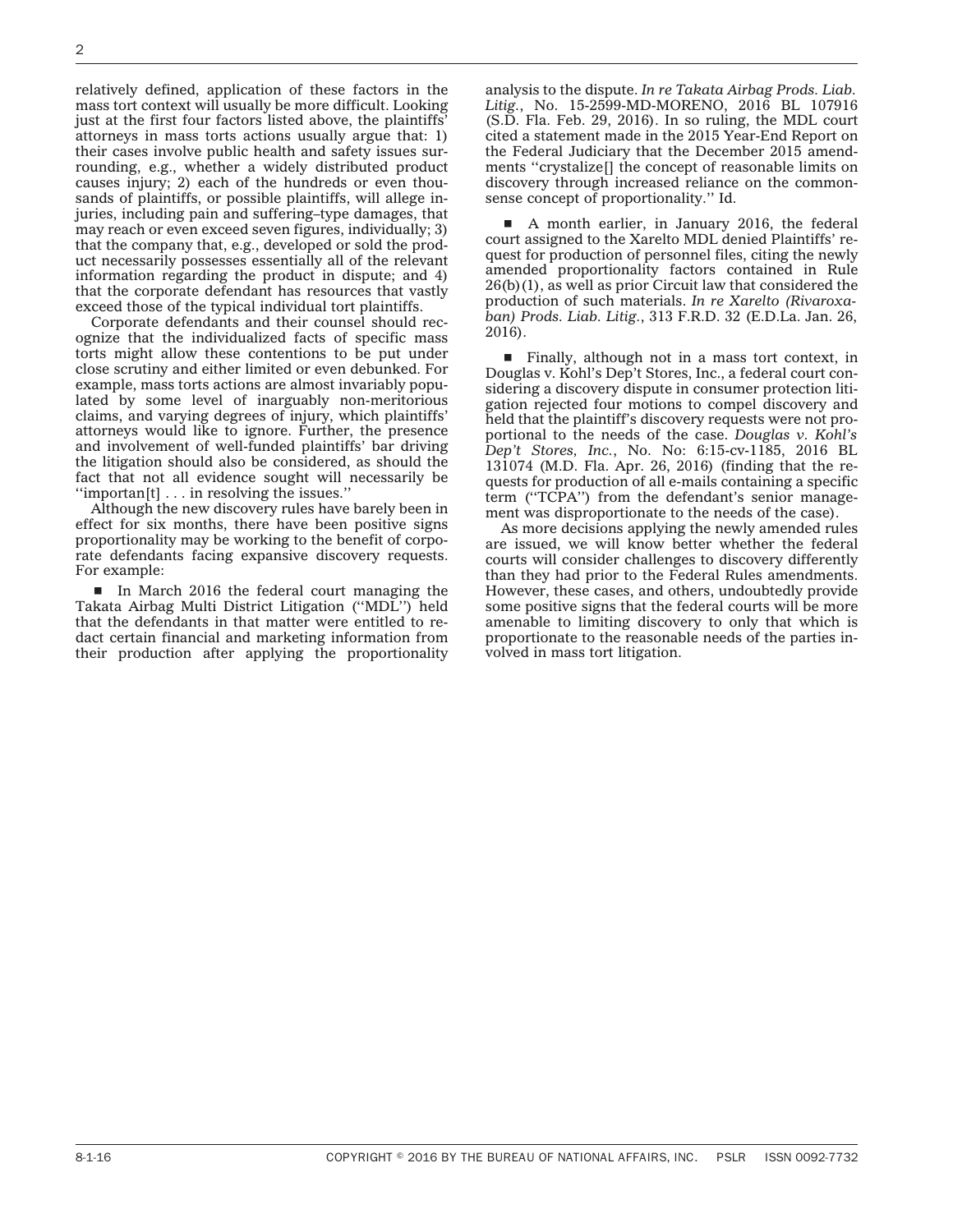relatively defined, application of these factors in the mass tort context will usually be more difficult. Looking just at the first four factors listed above, the plaintiffs' attorneys in mass torts actions usually argue that: 1) their cases involve public health and safety issues surrounding, e.g., whether a widely distributed product causes injury; 2) each of the hundreds or even thousands of plaintiffs, or possible plaintiffs, will allege injuries, including pain and suffering–type damages, that may reach or even exceed seven figures, individually; 3) that the company that, e.g., developed or sold the product necessarily possesses essentially all of the relevant information regarding the product in dispute; and 4) that the corporate defendant has resources that vastly exceed those of the typical individual tort plaintiffs.

Corporate defendants and their counsel should recognize that the individualized facts of specific mass torts might allow these contentions to be put under close scrutiny and either limited or even debunked. For example, mass torts actions are almost invariably populated by some level of inarguably non-meritorious claims, and varying degrees of injury, which plaintiffs' attorneys would like to ignore. Further, the presence and involvement of well-funded plaintiffs' bar driving the litigation should also be considered, as should the fact that not all evidence sought will necessarily be ''importan[t] . . . in resolving the issues.''

Although the new discovery rules have barely been in effect for six months, there have been positive signs proportionality may be working to the benefit of corporate defendants facing expansive discovery requests. For example:

- In March 2016 the federal court managing the Takata Airbag Multi District Litigation (''MDL'') held that the defendants in that matter were entitled to redact certain financial and marketing information from their production after applying the proportionality analysis to the dispute. *In re Takata Airbag Prods. Liab. Litig.*, No. 15-2599-MD-MORENO, 2016 BL 107916 (S.D. Fla. Feb. 29, 2016). In so ruling, the MDL court cited a statement made in the 2015 Year-End Report on the Federal Judiciary that the December 2015 amendments ''crystalize[] the concept of reasonable limits on discovery through increased reliance on the commonsense concept of proportionality.'' Id.

- A month earlier, in January 2016, the federal court assigned to the Xarelto MDL denied Plaintiffs' request for production of personnel files, citing the newly amended proportionality factors contained in Rule 26(b)(1), as well as prior Circuit law that considered the production of such materials. *In re Xarelto (Rivaroxaban) Prods. Liab. Litig.*, 313 F.R.D. 32 (E.D.La. Jan. 26, 2016).

- Finally, although not in a mass tort context, in Douglas v. Kohl's Dep't Stores, Inc., a federal court considering a discovery dispute in consumer protection litigation rejected four motions to compel discovery and held that the plaintiff's discovery requests were not proportional to the needs of the case. *Douglas v. Kohl's Dep't Stores, Inc.*, No. No: 6:15-cv-1185, 2016 BL 131074 (M.D. Fla. Apr. 26, 2016) (finding that the requests for production of all e-mails containing a specific term (''TCPA'') from the defendant's senior management was disproportionate to the needs of the case).

As more decisions applying the newly amended rules are issued, we will know better whether the federal courts will consider challenges to discovery differently than they had prior to the Federal Rules amendments. However, these cases, and others, undoubtedly provide some positive signs that the federal courts will be more amenable to limiting discovery to only that which is proportionate to the reasonable needs of the parties involved in mass tort litigation.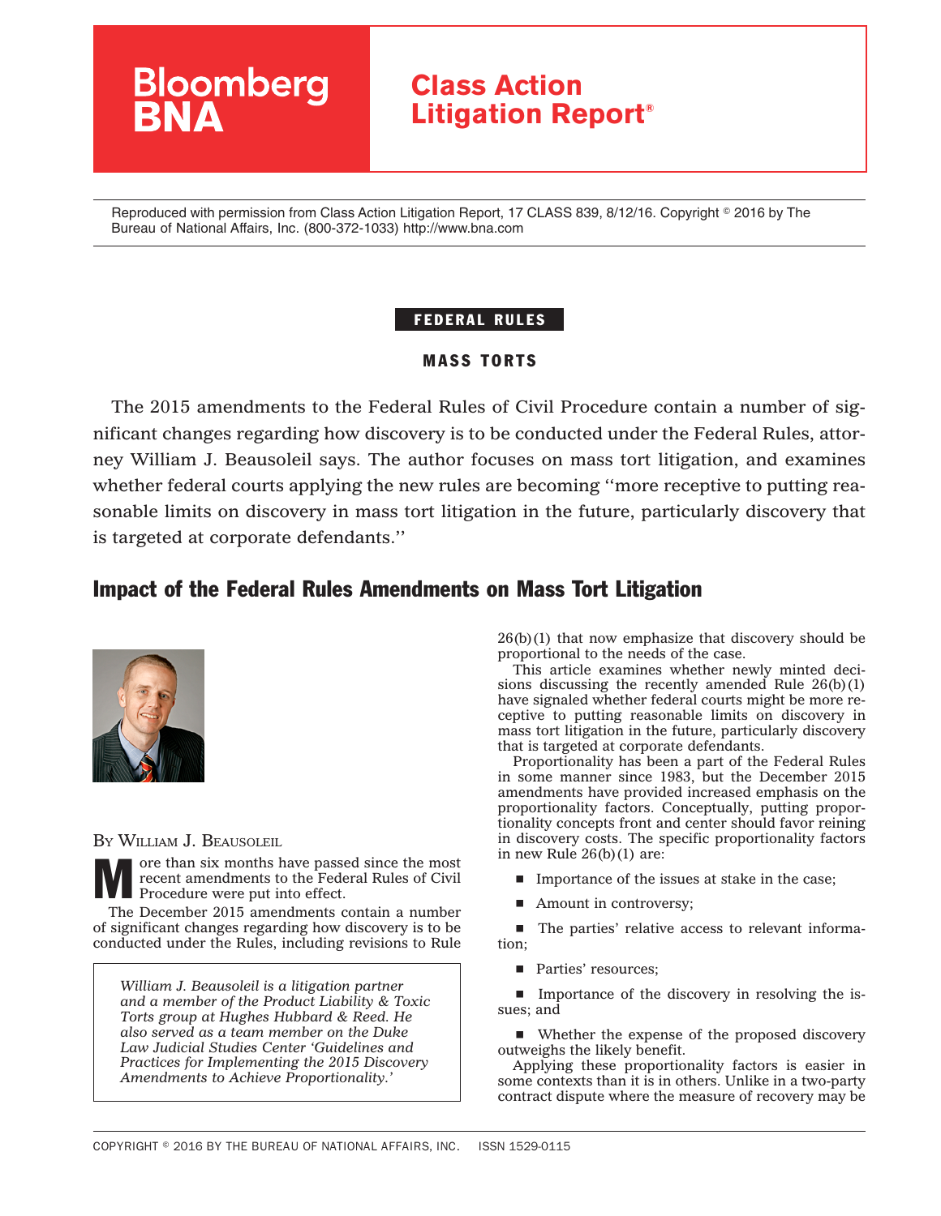Reproduced with permission from Class Action Litigation Report, 17 CLASS 839, 8/12/16. Copyright © 2016 by The Bureau of National Affairs, Inc. (800-372-1033) http://www.bna.com

FEDERAL RULES

MASS TORTS

The 2015 amendments to the Federal Rules of Civil Procedure contain a number of significant changes regarding how discovery is to be conducted under the Federal Rules, attorney William J. Beausoleil says. The author focuses on mass tort litigation, and examines whether federal courts applying the new rules are becoming ''more receptive to putting reasonable limits on discovery in mass tort litigation in the future, particularly discovery that is targeted at corporate defendants.''

# Impact of the Federal Rules Amendments on Mass Tort Litigation

BY WILLIAM J. BEAUSOLEIL

More than six months have passed since the most recent amendments to the Federal Rules of Civil Procedure were put into effect.

The December 2015 amendments contain a number of significant changes regarding how discovery is to be conducted under the Rules, including revisions to Rule 26(b)(1) that now emphasize that discovery should be proportional to the needs of the case.

*William J. Beausoleil is a litigation partner and a member of the Product Liability & Toxic Torts group at Hughes Hubbard & Reed. He also served as a team member on the Duke Law Judicial Studies Center 'Guidelines and Practices for Implementing the 2015 Discovery Amendments to Achieve Proportionality.'*

This article examines whether newly minted decisions discussing the recently amended Rule 26(b)(1) have signaled whether federal courts might be more receptive to putting reasonable limits on discovery in mass tort litigation in the future, particularly discovery that is targeted at corporate defendants.

Proportionality has been a part of the Federal Rules in some manner since 1983, but the December 2015 amendments have provided increased emphasis on the proportionality factors. Conceptually, putting proportionality concepts front and center should favor reining in discovery costs. The specific proportionality factors in new Rule 26(b)(1) are:

- Importance of the issues at stake in the case;
- Amount in controversy;
- The parties' relative access to relevant information;
- Parties' resources;
- Importance of the discovery in resolving the issues; and
- Whether the expense of the proposed discovery outweighs the likely benefit.

Applying these proportionality factors is easier in some contexts than it is in others. Unlike in a two-party contract dispute where the measure of recovery may be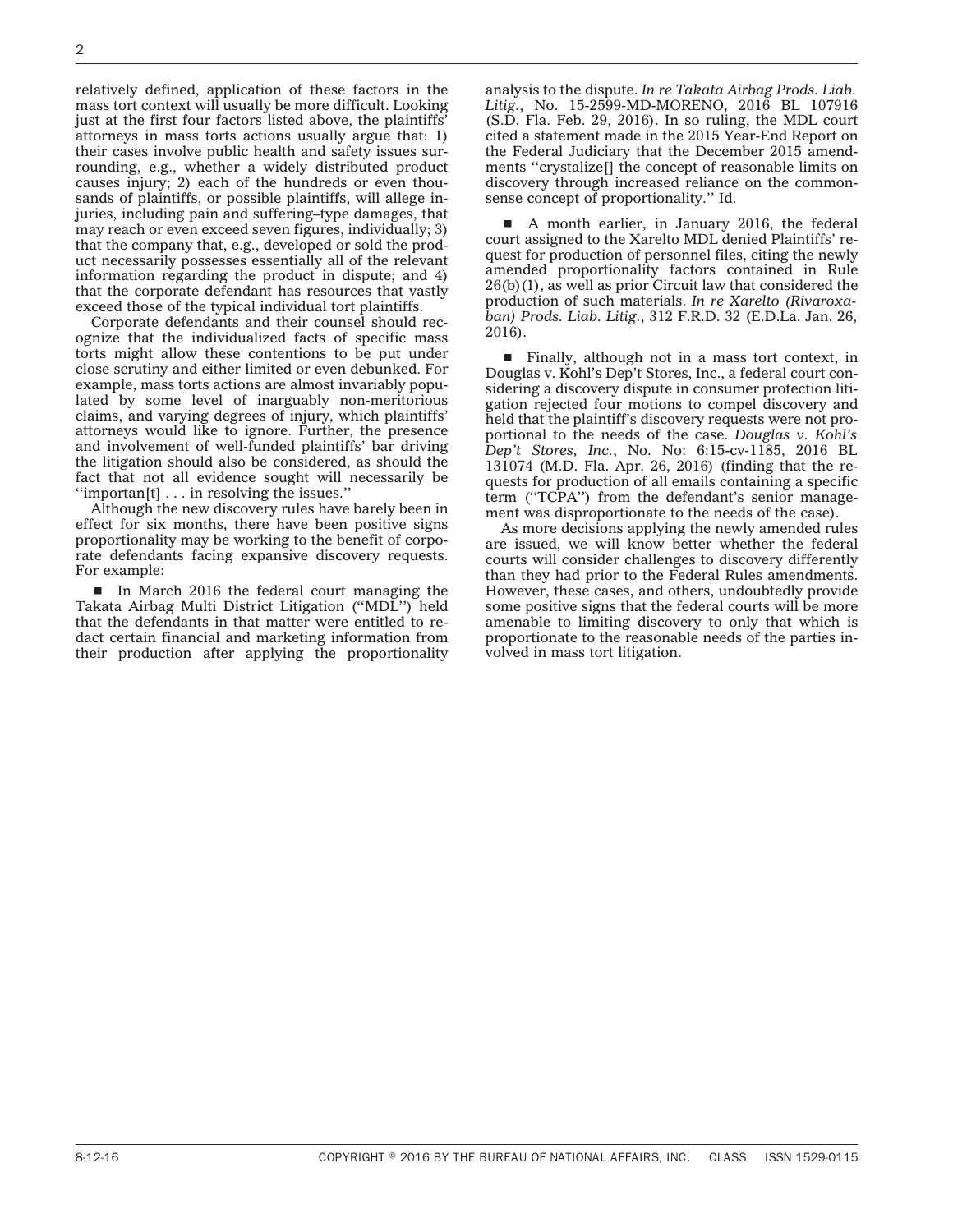relatively defined, application of these factors in the mass tort context will usually be more difficult. Looking just at the first four factors listed above, the plaintiffs' attorneys in mass torts actions usually argue that: 1) their cases involve public health and safety issues surrounding, e.g., whether a widely distributed product causes injury; 2) each of the hundreds or even thousands of plaintiffs, or possible plaintiffs, will allege injuries, including pain and suffering–type damages, that may reach or even exceed seven figures, individually; 3) that the company that, e.g., developed or sold the product necessarily possesses essentially all of the relevant information regarding the product in dispute; and 4) that the corporate defendant has resources that vastly exceed those of the typical individual tort plaintiffs.

Corporate defendants and their counsel should recognize that the individualized facts of specific mass torts might allow these contentions to be put under close scrutiny and either limited or even debunked. For example, mass torts actions are almost invariably populated by some level of inarguably non-meritorious claims, and varying degrees of injury, which plaintiffs' attorneys would like to ignore. Further, the presence and involvement of well-funded plaintiffs' bar driving the litigation should also be considered, as should the fact that not all evidence sought will necessarily be ''importan[t] . . . in resolving the issues.''

Although the new discovery rules have barely been in effect for six months, there have been positive signs proportionality may be working to the benefit of corporate defendants facing expansive discovery requests. For example:

- In March 2016 the federal court managing the Takata Airbag Multi District Litigation (''MDL'') held that the defendants in that matter were entitled to redact certain financial and marketing information from their production after applying the proportionality analysis to the dispute. *In re Takata Airbag Prods. Liab. Litig.*, No. 15-2599-MD-MORENO, 2016 BL 107916 (S.D. Fla. Feb. 29, 2016). In so ruling, the MDL court cited a statement made in the 2015 Year-End Report on the Federal Judiciary that the December 2015 amendments ''crystalize[] the concept of reasonable limits on discovery through increased reliance on the commonsense concept of proportionality.'' Id.

- A month earlier, in January 2016, the federal court assigned to the Xarelto MDL denied Plaintiffs' request for production of personnel files, citing the newly amended proportionality factors contained in Rule 26(b)(1), as well as prior Circuit law that considered the production of such materials. *In re Xarelto (Rivaroxaban) Prods. Liab. Litig.*, 312 F.R.D. 32 (E.D.La. Jan. 26, 2016).

- Finally, although not in a mass tort context, in Douglas v. Kohl's Dep't Stores, Inc., a federal court considering a discovery dispute in consumer protection litigation rejected four motions to compel discovery and held that the plaintiff's discovery requests were not proportional to the needs of the case. *Douglas v. Kohl's Dep't Stores, Inc.*, No. No: 6:15-cv-1185, 2016 BL 131074 (M.D. Fla. Apr. 26, 2016) (finding that the requests for production of all emails containing a specific term (''TCPA'') from the defendant's senior management was disproportionate to the needs of the case).

As more decisions applying the newly amended rules are issued, we will know better whether the federal courts will consider challenges to discovery differently than they had prior to the Federal Rules amendments. However, these cases, and others, undoubtedly provide some positive signs that the federal courts will be more amenable to limiting discovery to only that which is proportionate to the reasonable needs of the parties involved in mass tort litigation.